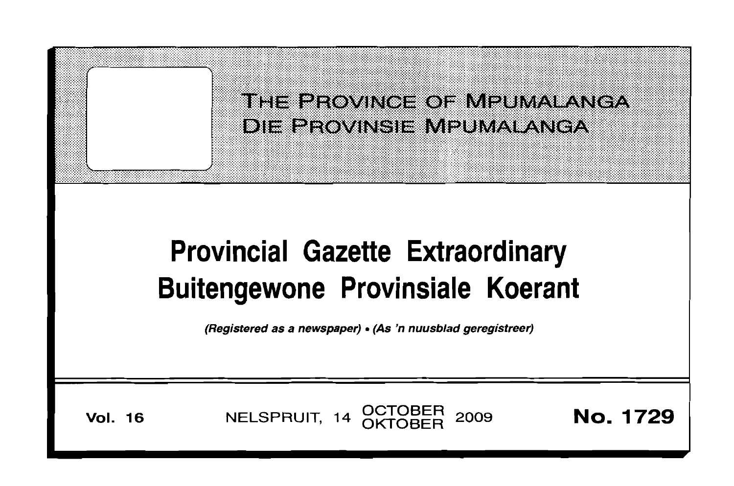THE PROVINCE OF MPUMALANGA
DIE PROVINSIE MPUMALANGA

# Provincial Gazette Extraordinary
# Buitengewone Provinsiale Koerant

*(Registered as a newspaper) • (As 'n nuusblad geregistreer)*

**Vol. 16** NELSPRUIT, 14 OCTOBER / OKTOBER 2009 **No. 1729**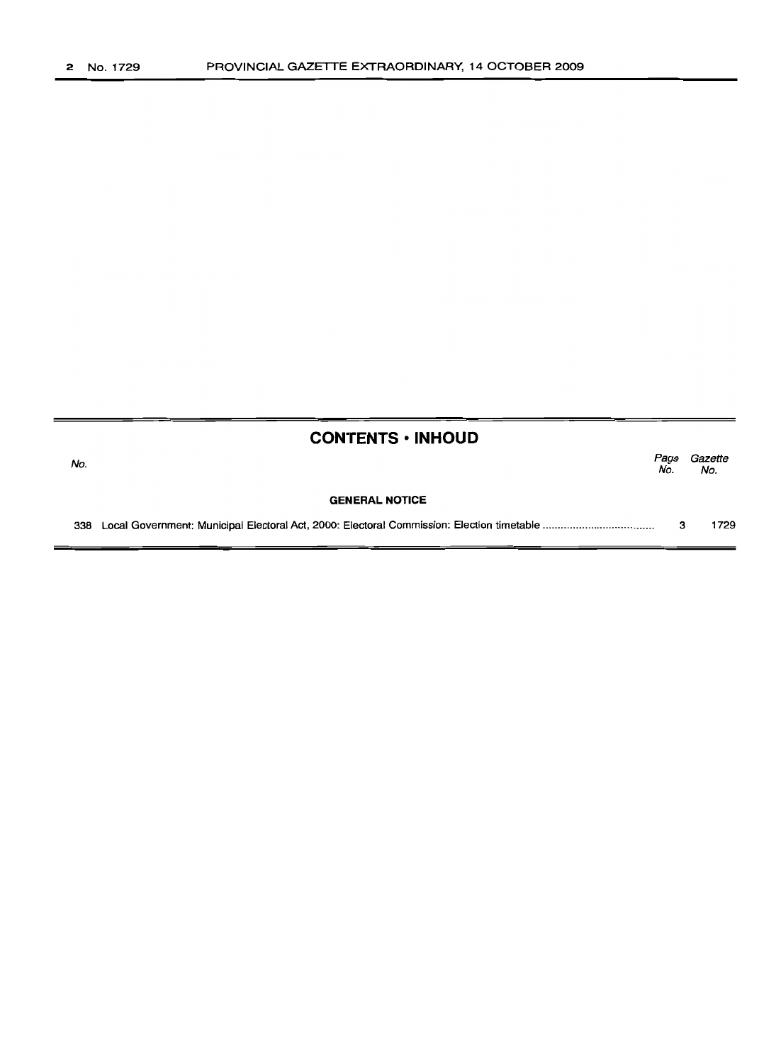## CONTENTS • INHOUD

| No. | | Page No. | Gazette No. |
|---|---|---|---|
| | **GENERAL NOTICE** | | |
| 338 | Local Government: Municipal Electoral Act, 2000: Electoral Commission: Election timetable .................................... | 3 | 1729 |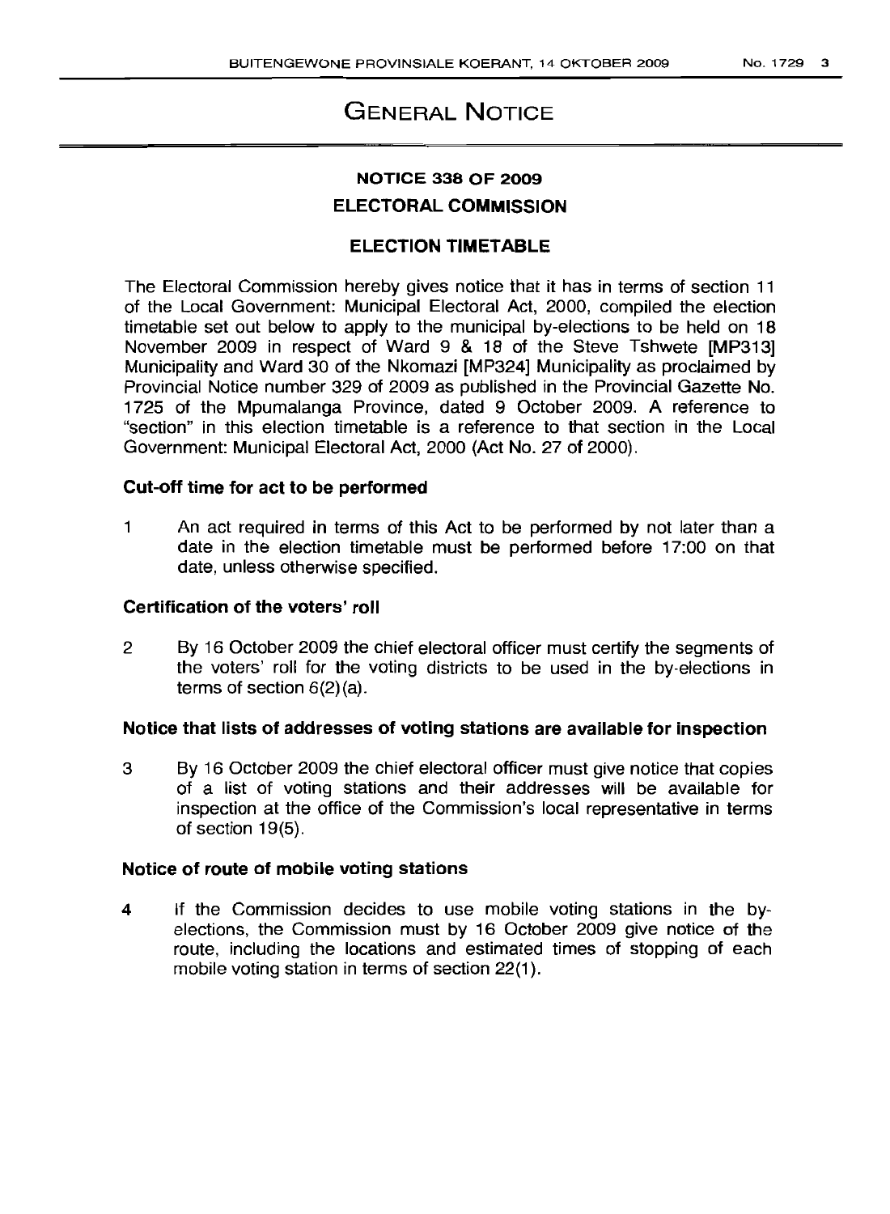# GENERAL NOTICE

## NOTICE 338 OF 2009

## ELECTORAL COMMISSION

### ELECTION TIMETABLE

The Electoral Commission hereby gives notice that it has in terms of section 11 of the Local Government: Municipal Electoral Act, 2000, compiled the election timetable set out below to apply to the municipal by-elections to be held on 18 November 2009 in respect of Ward 9 & 18 of the Steve Tshwete [MP313] Municipality and Ward 30 of the Nkomazi [MP324] Municipality as proclaimed by Provincial Notice number 329 of 2009 as published in the Provincial Gazette No. 1725 of the Mpumalanga Province, dated 9 October 2009. A reference to "section" in this election timetable is a reference to that section in the Local Government: Municipal Electoral Act, 2000 (Act No. 27 of 2000).

**Cut-off time for act to be performed**

1 An act required in terms of this Act to be performed by not later than a date in the election timetable must be performed before 17:00 on that date, unless otherwise specified.

**Certification of the voters' roll**

2 By 16 October 2009 the chief electoral officer must certify the segments of the voters' roll for the voting districts to be used in the by-elections in terms of section 6(2)(a).

**Notice that lists of addresses of voting stations are available for inspection**

3 By 16 October 2009 the chief electoral officer must give notice that copies of a list of voting stations and their addresses will be available for inspection at the office of the Commission's local representative in terms of section 19(5).

**Notice of route of mobile voting stations**

4 If the Commission decides to use mobile voting stations in the by-elections, the Commission must by 16 October 2009 give notice of the route, including the locations and estimated times of stopping of each mobile voting station in terms of section 22(1).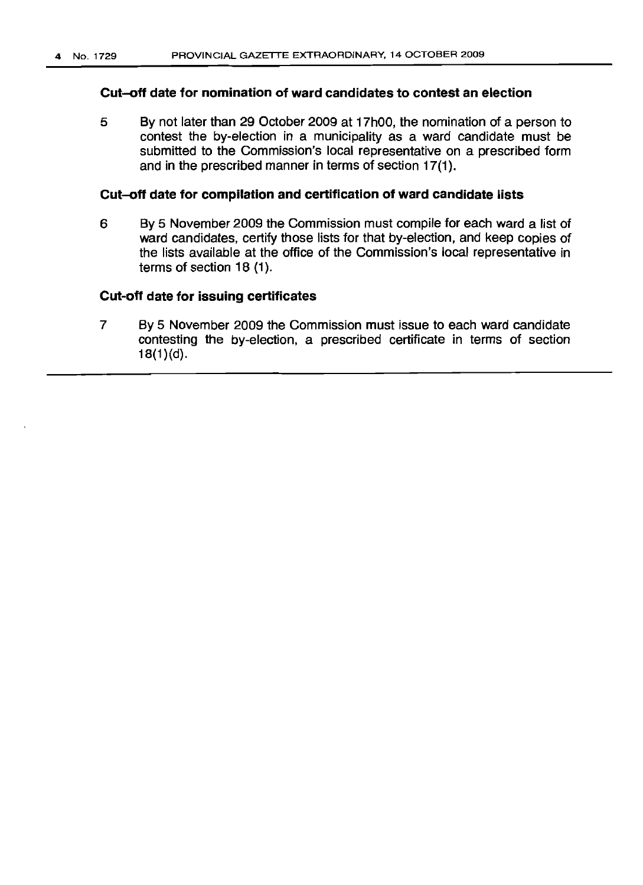### Cut–off date for nomination of ward candidates to contest an election

5 By not later than 29 October 2009 at 17h00, the nomination of a person to contest the by-election in a municipality as a ward candidate must be submitted to the Commission's local representative on a prescribed form and in the prescribed manner in terms of section 17(1).

### Cut–off date for compilation and certification of ward candidate lists

6 By 5 November 2009 the Commission must compile for each ward a list of ward candidates, certify those lists for that by-election, and keep copies of the lists available at the office of the Commission's local representative in terms of section 18 (1).

### Cut-off date for issuing certificates

7 By 5 November 2009 the Commission must issue to each ward candidate contesting the by-election, a prescribed certificate in terms of section 18(1)(d).